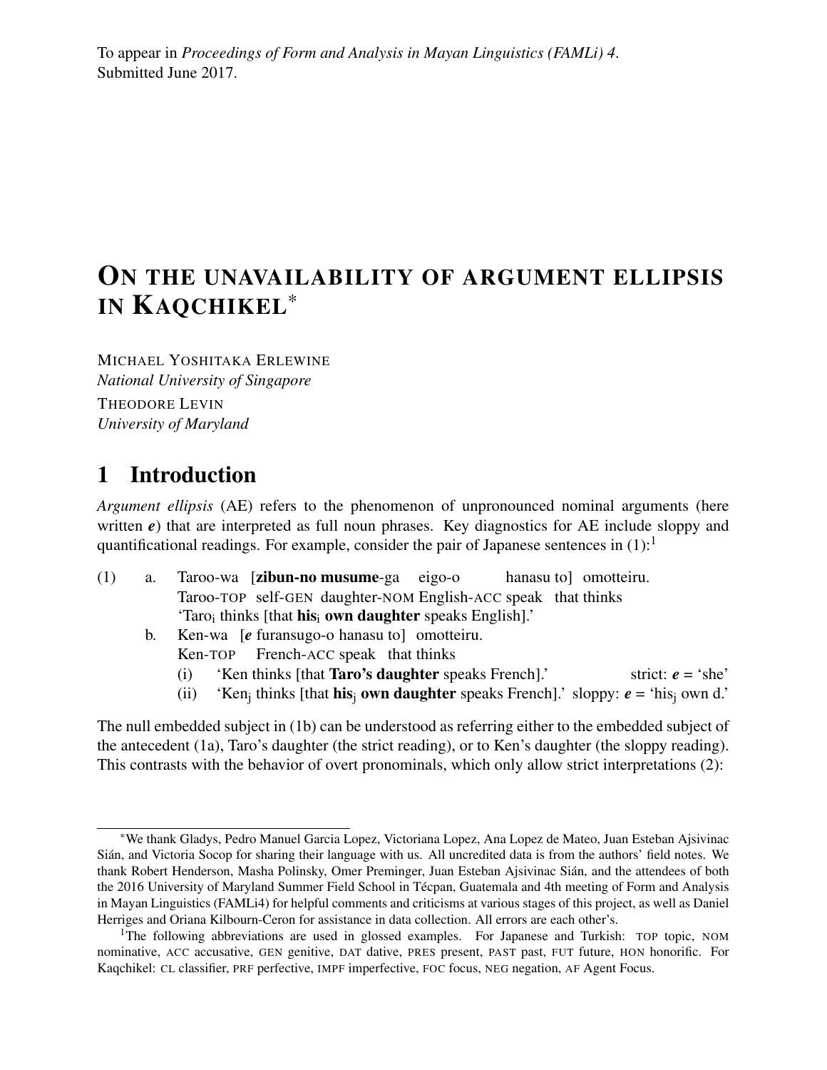To appear in *Proceedings of Form and Analysis in Mayan Linguistics (FAMLi) 4*.
Submitted June 2017.

# ON THE UNAVAILABILITY OF ARGUMENT ELLIPSIS IN KAQCHIKEL*

MICHAEL YOSHITAKA ERLEWINE
*National University of Singapore*

THEODORE LEVIN
*University of Maryland*

## 1 Introduction

*Argument ellipsis* (AE) refers to the phenomenon of unpronounced nominal arguments (here written ***e***) that are interpreted as full noun phrases. Key diagnostics for AE include sloppy and quantificational readings. For example, consider the pair of Japanese sentences in (1):[1]

(1) a. Taroo-wa [**zibun-no musume**-ga eigo-o hanasu to] omotteiru.
   Taroo-TOP self-GEN daughter-NOM English-ACC speak that thinks
   'Taro$_i$ thinks [that **his**$_i$ **own daughter** speaks English].'

b. Ken-wa [***e*** furansugo-o hanasu to] omotteiru.
   Ken-TOP French-ACC speak that thinks
   (i) 'Ken thinks [that **Taro's daughter** speaks French].' strict: ***e*** = 'she'
   (ii) 'Ken$_j$ thinks [that **his**$_j$ **own daughter** speaks French].' sloppy: ***e*** = 'his$_j$ own d.'

The null embedded subject in (1b) can be understood as referring either to the embedded subject of the antecedent (1a), Taro's daughter (the strict reading), or to Ken's daughter (the sloppy reading). This contrasts with the behavior of overt pronominals, which only allow strict interpretations (2):

---

*We thank Gladys, Pedro Manuel Garcia Lopez, Victoriana Lopez, Ana Lopez de Mateo, Juan Esteban Ajsivinac Sián, and Victoria Socop for sharing their language with us. All uncredited data is from the authors' field notes. We thank Robert Henderson, Masha Polinsky, Omer Preminger, Juan Esteban Ajsivinac Sián, and the attendees of both the 2016 University of Maryland Summer Field School in Técpan, Guatemala and 4th meeting of Form and Analysis in Mayan Linguistics (FAMLi4) for helpful comments and criticisms at various stages of this project, as well as Daniel Herriges and Oriana Kilbourn-Ceron for assistance in data collection. All errors are each other's.

[1] The following abbreviations are used in glossed examples. For Japanese and Turkish: TOP topic, NOM nominative, ACC accusative, GEN genitive, DAT dative, PRES present, PAST past, FUT future, HON honorific. For Kaqchikel: CL classifier, PRF perfective, IMPF imperfective, FOC focus, NEG negation, AF Agent Focus.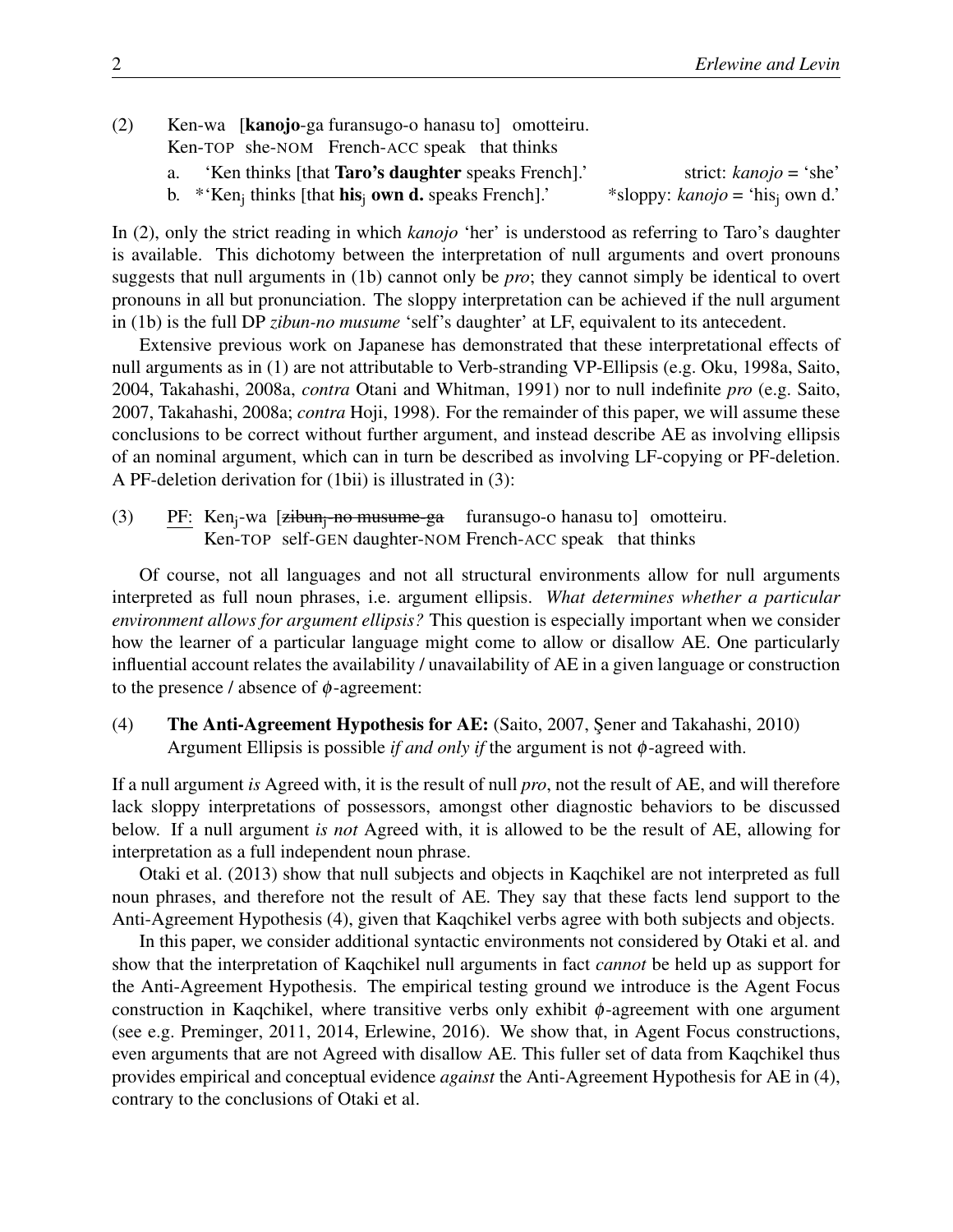(2) Ken-wa [**kanojo**-ga furansugo-o hanasu to] omotteiru.
Ken-TOP she-NOM French-ACC speak that thinks

a. 'Ken thinks [that **Taro's daughter** speaks French].' strict: *kanojo* = 'she'

b. *'Ken$_j$ thinks [that **his**$_j$ **own d.** speaks French].' *sloppy: *kanojo* = 'his$_j$ own d.'

In (2), only the strict reading in which *kanojo* 'her' is understood as referring to Taro's daughter is available. This dichotomy between the interpretation of null arguments and overt pronouns suggests that null arguments in (1b) cannot only be *pro*; they cannot simply be identical to overt pronouns in all but pronunciation. The sloppy interpretation can be achieved if the null argument in (1b) is the full DP *zibun-no musume* 'self's daughter' at LF, equivalent to its antecedent.

Extensive previous work on Japanese has demonstrated that these interpretational effects of null arguments as in (1) are not attributable to Verb-stranding VP-Ellipsis (e.g. Oku, 1998a, Saito, 2004, Takahashi, 2008a, *contra* Otani and Whitman, 1991) nor to null indefinite *pro* (e.g. Saito, 2007, Takahashi, 2008a; *contra* Hoji, 1998). For the remainder of this paper, we will assume these conclusions to be correct without further argument, and instead describe AE as involving ellipsis of an nominal argument, which can in turn be described as involving LF-copying or PF-deletion. A PF-deletion derivation for (1bii) is illustrated in (3):

(3) PF: Ken$_j$-wa [~~zibun$_j$-no musume-ga~~ furansugo-o hanasu to] omotteiru.
Ken-TOP self-GEN daughter-NOM French-ACC speak that thinks

Of course, not all languages and not all structural environments allow for null arguments interpreted as full noun phrases, i.e. argument ellipsis. *What determines whether a particular environment allows for argument ellipsis?* This question is especially important when we consider how the learner of a particular language might come to allow or disallow AE. One particularly influential account relates the availability / unavailability of AE in a given language or construction to the presence / absence of $\phi$-agreement:

(4) **The Anti-Agreement Hypothesis for AE:** (Saito, 2007, Şener and Takahashi, 2010)
Argument Ellipsis is possible *if and only if* the argument is not $\phi$-agreed with.

If a null argument *is* Agreed with, it is the result of null *pro*, not the result of AE, and will therefore lack sloppy interpretations of possessors, amongst other diagnostic behaviors to be discussed below. If a null argument *is not* Agreed with, it is allowed to be the result of AE, allowing for interpretation as a full independent noun phrase.

Otaki et al. (2013) show that null subjects and objects in Kaqchikel are not interpreted as full noun phrases, and therefore not the result of AE. They say that these facts lend support to the Anti-Agreement Hypothesis (4), given that Kaqchikel verbs agree with both subjects and objects.

In this paper, we consider additional syntactic environments not considered by Otaki et al. and show that the interpretation of Kaqchikel null arguments in fact *cannot* be held up as support for the Anti-Agreement Hypothesis. The empirical testing ground we introduce is the Agent Focus construction in Kaqchikel, where transitive verbs only exhibit $\phi$-agreement with one argument (see e.g. Preminger, 2011, 2014, Erlewine, 2016). We show that, in Agent Focus constructions, even arguments that are not Agreed with disallow AE. This fuller set of data from Kaqchikel thus provides empirical and conceptual evidence *against* the Anti-Agreement Hypothesis for AE in (4), contrary to the conclusions of Otaki et al.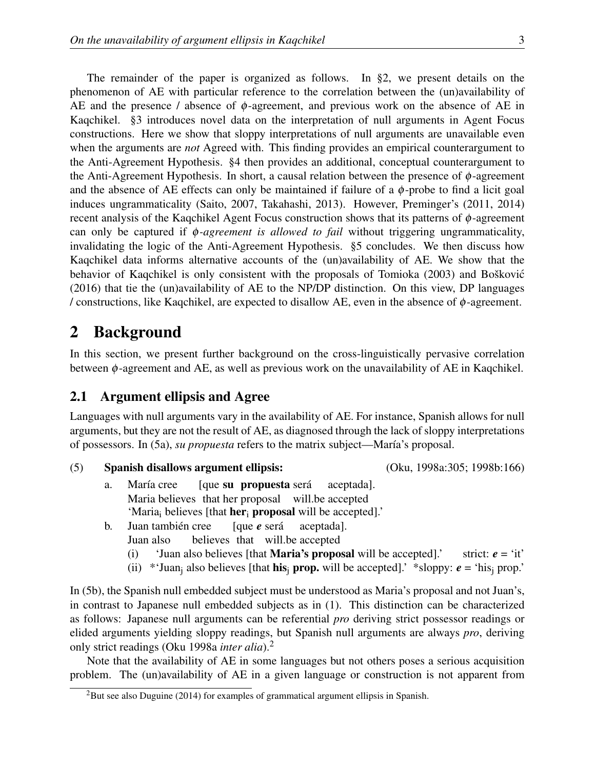The remainder of the paper is organized as follows. In §2, we present details on the phenomenon of AE with particular reference to the correlation between the (un)availability of AE and the presence / absence of $\phi$-agreement, and previous work on the absence of AE in Kaqchikel. §3 introduces novel data on the interpretation of null arguments in Agent Focus constructions. Here we show that sloppy interpretations of null arguments are unavailable even when the arguments are *not* Agreed with. This finding provides an empirical counterargument to the Anti-Agreement Hypothesis. §4 then provides an additional, conceptual counterargument to the Anti-Agreement Hypothesis. In short, a causal relation between the presence of $\phi$-agreement and the absence of AE effects can only be maintained if failure of a $\phi$-probe to find a licit goal induces ungrammaticality (Saito, 2007, Takahashi, 2013). However, Preminger's (2011, 2014) recent analysis of the Kaqchikel Agent Focus construction shows that its patterns of $\phi$-agreement can only be captured if *$\phi$-agreement is allowed to fail* without triggering ungrammaticality, invalidating the logic of the Anti-Agreement Hypothesis. §5 concludes. We then discuss how Kaqchikel data informs alternative accounts of the (un)availability of AE. We show that the behavior of Kaqchikel is only consistent with the proposals of Tomioka (2003) and Bošković (2016) that tie the (un)availability of AE to the NP/DP distinction. On this view, DP languages / constructions, like Kaqchikel, are expected to disallow AE, even in the absence of $\phi$-agreement.

# 2 Background

In this section, we present further background on the cross-linguistically pervasive correlation between $\phi$-agreement and AE, as well as previous work on the unavailability of AE in Kaqchikel.

## 2.1 Argument ellipsis and Agree

Languages with null arguments vary in the availability of AE. For instance, Spanish allows for null arguments, but they are not the result of AE, as diagnosed through the lack of sloppy interpretations of possessors. In (5a), *su propuesta* refers to the matrix subject—María's proposal.

(5) **Spanish disallows argument ellipsis:** (Oku, 1998a:305; 1998b:166)

a. María cree [que **su propuesta** será aceptada].
   Maria believes that her proposal will.be accepted
   'Maria$_i$ believes [that **her$_i$ proposal** will be accepted].'

b. Juan también cree [que ***e*** será aceptada].
   Juan also believes that will.be accepted
   (i) 'Juan also believes [that **Maria's proposal** will be accepted].' strict: ***e*** = 'it'
   (ii) *'Juan$_j$ also believes [that **his$_j$ prop.** will be accepted].' *sloppy: ***e*** = 'his$_j$ prop.'

In (5b), the Spanish null embedded subject must be understood as Maria's proposal and not Juan's, in contrast to Japanese null embedded subjects as in (1). This distinction can be characterized as follows: Japanese null arguments can be referential *pro* deriving strict possessor readings or elided arguments yielding sloppy readings, but Spanish null arguments are always *pro*, deriving only strict readings (Oku 1998a *inter alia*).[2]

Note that the availability of AE in some languages but not others poses a serious acquisition problem. The (un)availability of AE in a given language or construction is not apparent from

[2] But see also Duguine (2014) for examples of grammatical argument ellipsis in Spanish.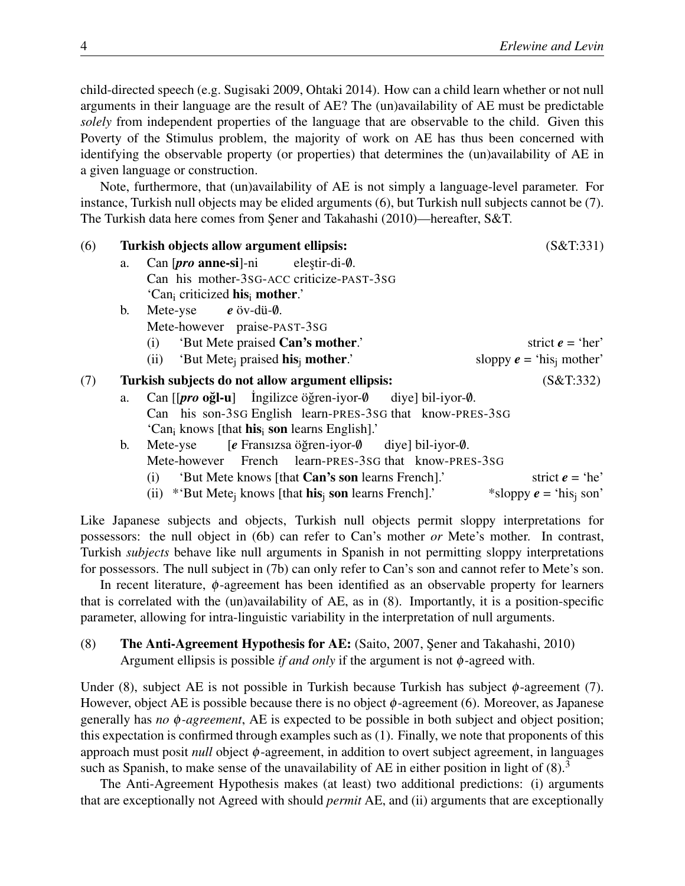child-directed speech (e.g. Sugisaki 2009, Ohtaki 2014). How can a child learn whether or not null arguments in their language are the result of AE? The (un)availability of AE must be predictable *solely* from independent properties of the language that are observable to the child. Given this Poverty of the Stimulus problem, the majority of work on AE has thus been concerned with identifying the observable property (or properties) that determines the (un)availability of AE in a given language or construction.

Note, furthermore, that (un)availability of AE is not simply a language-level parameter. For instance, Turkish null objects may be elided arguments (6), but Turkish null subjects cannot be (7). The Turkish data here comes from Şener and Takahashi (2010)—hereafter, S&T.

(6) **Turkish objects allow argument ellipsis:** (S&T:331)

a. Can [***pro* anne-si**]-ni eleştir-di-∅.
Can his mother-3SG-ACC criticize-PAST-3SG
'Can$_i$ criticized **his**$_i$ **mother**.'

b. Mete-yse ***e*** öv-dü-∅.
Mete-however praise-PAST-3SG
(i) 'But Mete praised **Can's mother**.' — strict ***e*** = 'her'
(ii) 'But Mete$_j$ praised **his**$_j$ **mother**.' — sloppy ***e*** = 'his$_j$ mother'

(7) **Turkish subjects do not allow argument ellipsis:** (S&T:332)

a. Can [[***pro* oğl-u**] İngilizce öğren-iyor-∅ diye] bil-iyor-∅.
Can his son-3SG English learn-PRES-3SG that know-PRES-3SG
'Can$_i$ knows [that **his**$_i$ **son** learns English].'

b. Mete-yse [***e*** Fransızsa öğren-iyor-∅ diye] bil-iyor-∅.
Mete-however French learn-PRES-3SG that know-PRES-3SG
(i) 'But Mete knows [that **Can's son** learns French].' — strict ***e*** = 'he'
(ii) \*'But Mete$_j$ knows [that **his**$_j$ **son** learns French].' — \*sloppy ***e*** = 'his$_j$ son'

Like Japanese subjects and objects, Turkish null objects permit sloppy interpretations for possessors: the null object in (6b) can refer to Can's mother *or* Mete's mother. In contrast, Turkish *subjects* behave like null arguments in Spanish in not permitting sloppy interpretations for possessors. The null subject in (7b) can only refer to Can's son and cannot refer to Mete's son.

In recent literature, $\phi$-agreement has been identified as an observable property for learners that is correlated with the (un)availability of AE, as in (8). Importantly, it is a position-specific parameter, allowing for intra-linguistic variability in the interpretation of null arguments.

(8) **The Anti-Agreement Hypothesis for AE:** (Saito, 2007, Şener and Takahashi, 2010)
Argument ellipsis is possible *if and only* if the argument is not $\phi$-agreed with.

Under (8), subject AE is not possible in Turkish because Turkish has subject $\phi$-agreement (7). However, object AE is possible because there is no object $\phi$-agreement (6). Moreover, as Japanese generally has *no $\phi$-agreement*, AE is expected to be possible in both subject and object position; this expectation is confirmed through examples such as (1). Finally, we note that proponents of this approach must posit *null* object $\phi$-agreement, in addition to overt subject agreement, in languages such as Spanish, to make sense of the unavailability of AE in either position in light of (8).[3]

The Anti-Agreement Hypothesis makes (at least) two additional predictions: (i) arguments that are exceptionally not Agreed with should *permit* AE, and (ii) arguments that are exceptionally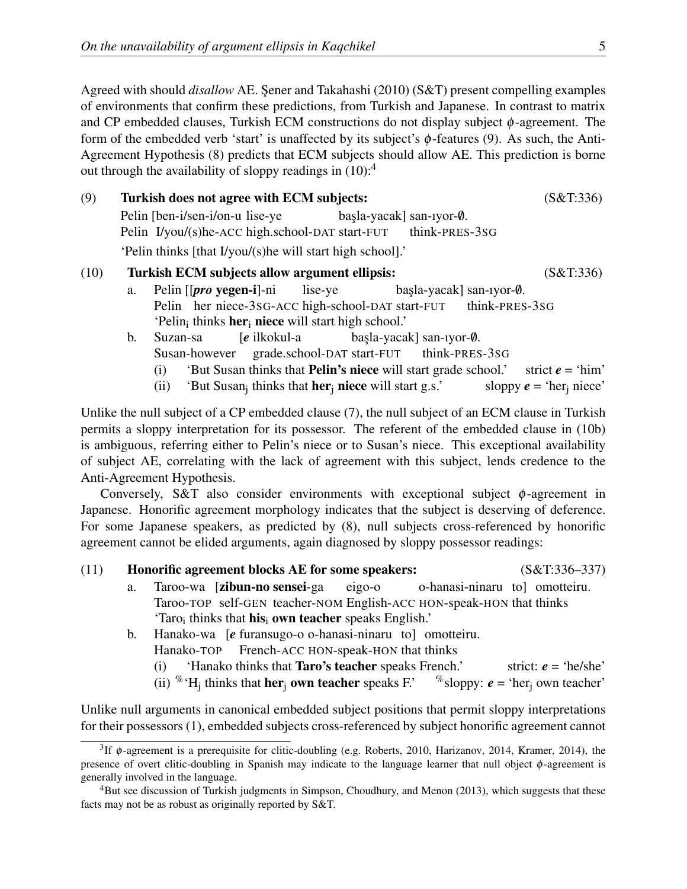Agreed with should *disallow* AE. Şener and Takahashi (2010) (S&T) present compelling examples of environments that confirm these predictions, from Turkish and Japanese. In contrast to matrix and CP embedded clauses, Turkish ECM constructions do not display subject $\phi$-agreement. The form of the embedded verb 'start' is unaffected by its subject's $\phi$-features (9). As such, the Anti-Agreement Hypothesis (8) predicts that ECM subjects should allow AE. This prediction is borne out through the availability of sloppy readings in (10):[4]

(9) **Turkish does not agree with ECM subjects:** (S&T:336)

Pelin [ben-i/sen-i/on-u lise-ye başla-yacak] san-ıyor-∅.
Pelin I/you/(s)he-ACC high.school-DAT start-FUT think-PRES-3SG
'Pelin thinks [that I/you/(s)he will start high school].'

(10) **Turkish ECM subjects allow argument ellipsis:** (S&T:336)

a. Pelin [[***pro*** **yegen-i**]-ni lise-ye başla-yacak] san-ıyor-∅.
Pelin her niece-3SG-ACC high-school-DAT start-FUT think-PRES-3SG
'Pelin$_i$ thinks **her**$_i$ **niece** will start high school.'

b. Suzan-sa [***e*** ilkokul-a başla-yacak] san-ıyor-∅.
Susan-however grade.school-DAT start-FUT think-PRES-3SG
(i) 'But Susan thinks that **Pelin's niece** will start grade school.' strict ***e*** = 'him'
(ii) 'But Susan$_j$ thinks that **her**$_j$ **niece** will start g.s.' sloppy ***e*** = 'her$_j$ niece'

Unlike the null subject of a CP embedded clause (7), the null subject of an ECM clause in Turkish permits a sloppy interpretation for its possessor. The referent of the embedded clause in (10b) is ambiguous, referring either to Pelin's niece or to Susan's niece. This exceptional availability of subject AE, correlating with the lack of agreement with this subject, lends credence to the Anti-Agreement Hypothesis.

Conversely, S&T also consider environments with exceptional subject $\phi$-agreement in Japanese. Honorific agreement morphology indicates that the subject is deserving of deference. For some Japanese speakers, as predicted by (8), null subjects cross-referenced by honorific agreement cannot be elided arguments, again diagnosed by sloppy possessor readings:

(11) **Honorific agreement blocks AE for some speakers:** (S&T:336–337)

a. Taroo-wa [**zibun-no sensei**-ga eigo-o o-hanasi-ninaru to] omotteiru.
Taroo-TOP self-GEN teacher-NOM English-ACC HON-speak-HON that thinks
'Taro$_i$ thinks that **his**$_i$ **own teacher** speaks English.'

b. Hanako-wa [***e*** furansugo-o o-hanasi-ninaru to] omotteiru.
Hanako-TOP French-ACC HON-speak-HON that thinks
(i) 'Hanako thinks that **Taro's teacher** speaks French.' strict: ***e*** = 'he/she'
(ii) %'H$_j$ thinks that **her**$_j$ **own teacher** speaks F.' %sloppy: ***e*** = 'her$_j$ own teacher'

Unlike null arguments in canonical embedded subject positions that permit sloppy interpretations for their possessors (1), embedded subjects cross-referenced by subject honorific agreement cannot

---

[3] If $\phi$-agreement is a prerequisite for clitic-doubling (e.g. Roberts, 2010, Harizanov, 2014, Kramer, 2014), the presence of overt clitic-doubling in Spanish may indicate to the language learner that null object $\phi$-agreement is generally involved in the language.

[4] But see discussion of Turkish judgments in Simpson, Choudhury, and Menon (2013), which suggests that these facts may not be as robust as originally reported by S&T.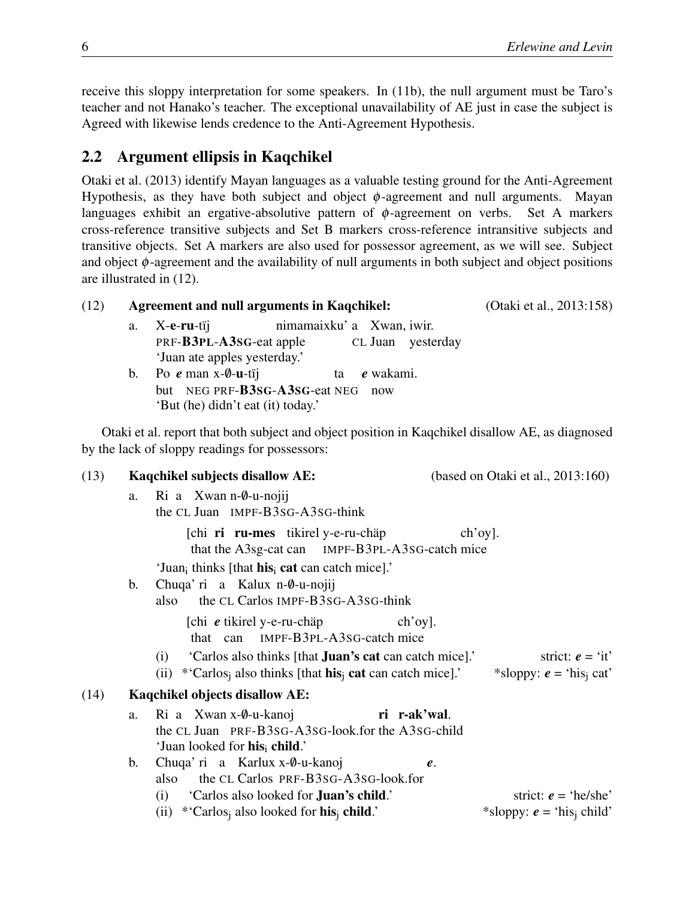receive this sloppy interpretation for some speakers. In (11b), the null argument must be Taro's teacher and not Hanako's teacher. The exceptional unavailability of AE just in case the subject is Agreed with likewise lends credence to the Anti-Agreement Hypothesis.

## 2.2 Argument ellipsis in Kaqchikel

Otaki et al. (2013) identify Mayan languages as a valuable testing ground for the Anti-Agreement Hypothesis, as they have both subject and object $\phi$-agreement and null arguments. Mayan languages exhibit an ergative-absolutive pattern of $\phi$-agreement on verbs. Set A markers cross-reference transitive subjects and Set B markers cross-reference intransitive subjects and transitive objects. Set A markers are also used for possessor agreement, as we will see. Subject and object $\phi$-agreement and the availability of null arguments in both subject and object positions are illustrated in (12).

(12) **Agreement and null arguments in Kaqchikel:** (Otaki et al., 2013:158)

a. X-**e**-**ru**-tïj nimamaixku' a Xwan, iwir.
PRF-**B3PL**-**A3SG**-eat apple CL Juan yesterday
'Juan ate apples yesterday.'

b. Po ***e*** man x-∅-**u**-tïj ta ***e*** wakami.
but NEG PRF-**B3SG**-**A3SG**-eat NEG now
'But (he) didn't eat (it) today.'

Otaki et al. report that both subject and object position in Kaqchikel disallow AE, as diagnosed by the lack of sloppy readings for possessors:

(13) **Kaqchikel subjects disallow AE:** (based on Otaki et al., 2013:160)

a. Ri a Xwan n-∅-u-nojij
the CL Juan IMPF-B3SG-A3SG-think
[chi **ri ru-mes** tikirel y-e-ru-chäp ch'oy].
that the A3sg-cat can IMPF-B3PL-A3SG-catch mice
'Juan$_i$ thinks [that **his**$_i$ **cat** can catch mice].'

b. Chuqa' ri a Kalux n-∅-u-nojij
also the CL Carlos IMPF-B3SG-A3SG-think
[chi ***e*** tikirel y-e-ru-chäp ch'oy].
that can IMPF-B3PL-A3SG-catch mice
(i) 'Carlos also thinks [that **Juan's cat** can catch mice].' strict: ***e*** = 'it'
(ii) *'Carlos$_j$ also thinks [that **his**$_j$ **cat** can catch mice].' *sloppy: ***e*** = 'his$_j$ cat'

(14) **Kaqchikel objects disallow AE:**

a. Ri a Xwan x-∅-u-kanoj **ri r-ak'wal**.
the CL Juan PRF-B3SG-A3SG-look.for the A3SG-child
'Juan looked for **his**$_i$ **child**.'

b. Chuqa' ri a Karlux x-∅-u-kanoj ***e***.
also the CL Carlos PRF-B3SG-A3SG-look.for
(i) 'Carlos also looked for **Juan's child**.' strict: ***e*** = 'he/she'
(ii) *'Carlos$_j$ also looked for **his**$_j$ **child**.' *sloppy: ***e*** = 'his$_j$ child'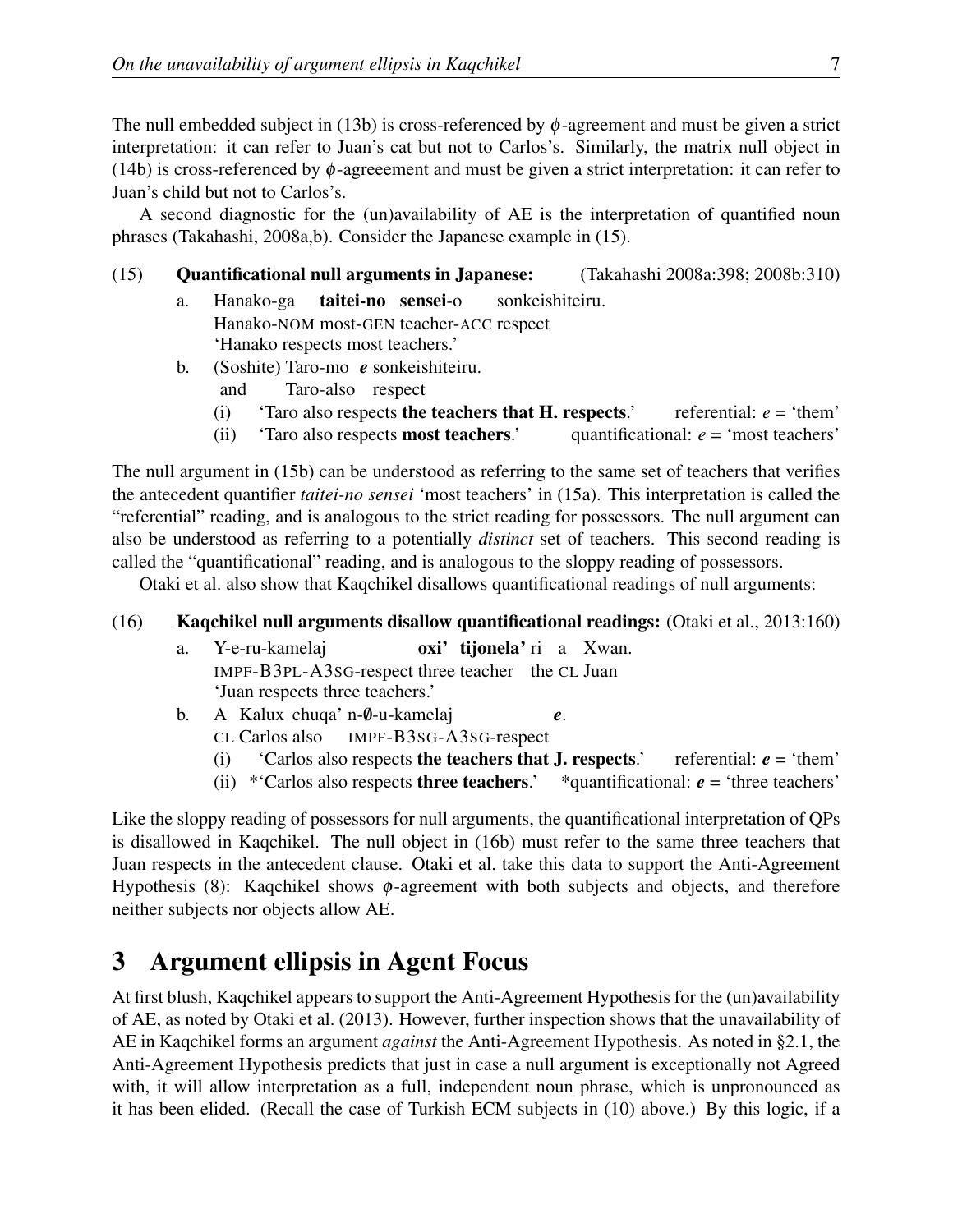The null embedded subject in (13b) is cross-referenced by $\phi$-agreement and must be given a strict interpretation: it can refer to Juan's cat but not to Carlos's. Similarly, the matrix null object in (14b) is cross-referenced by $\phi$-agreeement and must be given a strict interpretation: it can refer to Juan's child but not to Carlos's.

A second diagnostic for the (un)availability of AE is the interpretation of quantified noun phrases (Takahashi, 2008a,b). Consider the Japanese example in (15).

(15) **Quantificational null arguments in Japanese:** (Takahashi 2008a:398; 2008b:310)

a. Hanako-ga **taitei-no sensei**-o sonkeishiteiru.
   Hanako-NOM most-GEN teacher-ACC respect
   'Hanako respects most teachers.'

b. (Soshite) Taro-mo ***e*** sonkeishiteiru.
   and Taro-also respect
   (i) 'Taro also respects **the teachers that H. respects**.' referential: *e* = 'them'
   (ii) 'Taro also respects **most teachers**.' quantificational: *e* = 'most teachers'

The null argument in (15b) can be understood as referring to the same set of teachers that verifies the antecedent quantifier *taitei-no sensei* 'most teachers' in (15a). This interpretation is called the "referential" reading, and is analogous to the strict reading for possessors. The null argument can also be understood as referring to a potentially *distinct* set of teachers. This second reading is called the "quantificational" reading, and is analogous to the sloppy reading of possessors.

Otaki et al. also show that Kaqchikel disallows quantificational readings of null arguments:

(16) **Kaqchikel null arguments disallow quantificational readings:** (Otaki et al., 2013:160)

a. Y-e-ru-kamelaj **oxi' tijonela'** ri a Xwan.
   IMPF-B3PL-A3SG-respect three teacher the CL Juan
   'Juan respects three teachers.'

b. A Kalux chuqa' n-∅-u-kamelaj ***e***.
   CL Carlos also IMPF-B3SG-A3SG-respect
   (i) 'Carlos also respects **the teachers that J. respects**.' referential: ***e*** = 'them'
   (ii) *'Carlos also respects **three teachers**.' *quantificational: ***e*** = 'three teachers'

Like the sloppy reading of possessors for null arguments, the quantificational interpretation of QPs is disallowed in Kaqchikel. The null object in (16b) must refer to the same three teachers that Juan respects in the antecedent clause. Otaki et al. take this data to support the Anti-Agreement Hypothesis (8): Kaqchikel shows $\phi$-agreement with both subjects and objects, and therefore neither subjects nor objects allow AE.

# 3 Argument ellipsis in Agent Focus

At first blush, Kaqchikel appears to support the Anti-Agreement Hypothesis for the (un)availability of AE, as noted by Otaki et al. (2013). However, further inspection shows that the unavailability of AE in Kaqchikel forms an argument *against* the Anti-Agreement Hypothesis. As noted in §2.1, the Anti-Agreement Hypothesis predicts that just in case a null argument is exceptionally not Agreed with, it will allow interpretation as a full, independent noun phrase, which is unpronounced as it has been elided. (Recall the case of Turkish ECM subjects in (10) above.) By this logic, if a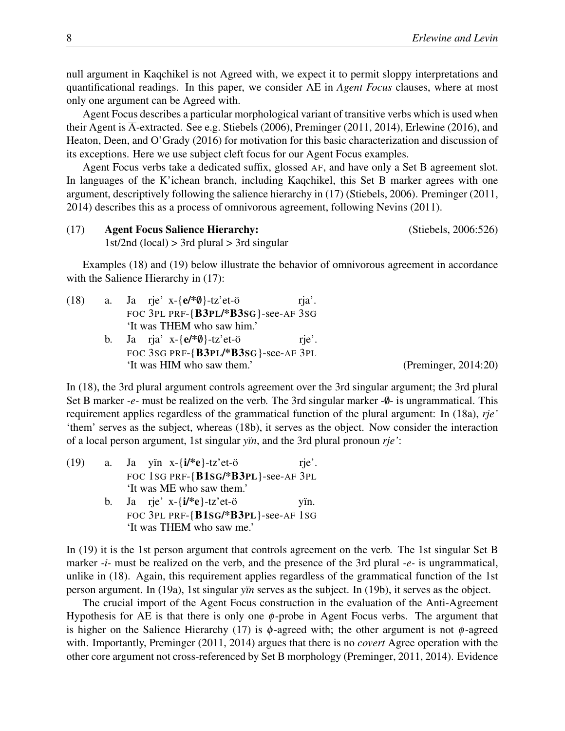null argument in Kaqchikel is not Agreed with, we expect it to permit sloppy interpretations and quantificational readings. In this paper, we consider AE in *Agent Focus* clauses, where at most only one argument can be Agreed with.

Agent Focus describes a particular morphological variant of transitive verbs which is used when their Agent is $\overline{\text{A}}$-extracted. See e.g. Stiebels (2006), Preminger (2011, 2014), Erlewine (2016), and Heaton, Deen, and O'Grady (2016) for motivation for this basic characterization and discussion of its exceptions. Here we use subject cleft focus for our Agent Focus examples.

Agent Focus verbs take a dedicated suffix, glossed AF, and have only a Set B agreement slot. In languages of the K'ichean branch, including Kaqchikel, this Set B marker agrees with one argument, descriptively following the salience hierarchy in (17) (Stiebels, 2006). Preminger (2011, 2014) describes this as a process of omnivorous agreement, following Nevins (2011).

(17) **Agent Focus Salience Hierarchy:** (Stiebels, 2006:526)
1st/2nd (local) > 3rd plural > 3rd singular

Examples (18) and (19) below illustrate the behavior of omnivorous agreement in accordance with the Salience Hierarchy in (17):

(18) a. Ja rje' x-{**e/*∅**}-tz'et-ö rja'.
FOC 3PL PRF-{**B3PL/*B3SG**}-see-AF 3SG
'It was THEM who saw him.'

b. Ja rja' x-{**e/*∅**}-tz'et-ö rje'.
FOC 3SG PRF-{**B3PL/*B3SG**}-see-AF 3PL
'It was HIM who saw them.' (Preminger, 2014:20)

In (18), the 3rd plural argument controls agreement over the 3rd singular argument; the 3rd plural Set B marker *-e-* must be realized on the verb. The 3rd singular marker -∅- is ungrammatical. This requirement applies regardless of the grammatical function of the plural argument: In (18a), *rje'* 'them' serves as the subject, whereas (18b), it serves as the object. Now consider the interaction of a local person argument, 1st singular *yïn*, and the 3rd plural pronoun *rje'*:

(19) a. Ja yïn x-{**i/*e**}-tz'et-ö rje'.
FOC 1SG PRF-{**B1SG/*B3PL**}-see-AF 3PL
'It was ME who saw them.'

b. Ja rje' x-{**i/*e**}-tz'et-ö yïn.
FOC 3PL PRF-{**B1SG/*B3PL**}-see-AF 1SG
'It was THEM who saw me.'

In (19) it is the 1st person argument that controls agreement on the verb. The 1st singular Set B marker *-i-* must be realized on the verb, and the presence of the 3rd plural *-e-* is ungrammatical, unlike in (18). Again, this requirement applies regardless of the grammatical function of the 1st person argument. In (19a), 1st singular *yïn* serves as the subject. In (19b), it serves as the object.

The crucial import of the Agent Focus construction in the evaluation of the Anti-Agreement Hypothesis for AE is that there is only one $\phi$-probe in Agent Focus verbs. The argument that is higher on the Salience Hierarchy (17) is $\phi$-agreed with; the other argument is not $\phi$-agreed with. Importantly, Preminger (2011, 2014) argues that there is no *covert* Agree operation with the other core argument not cross-referenced by Set B morphology (Preminger, 2011, 2014). Evidence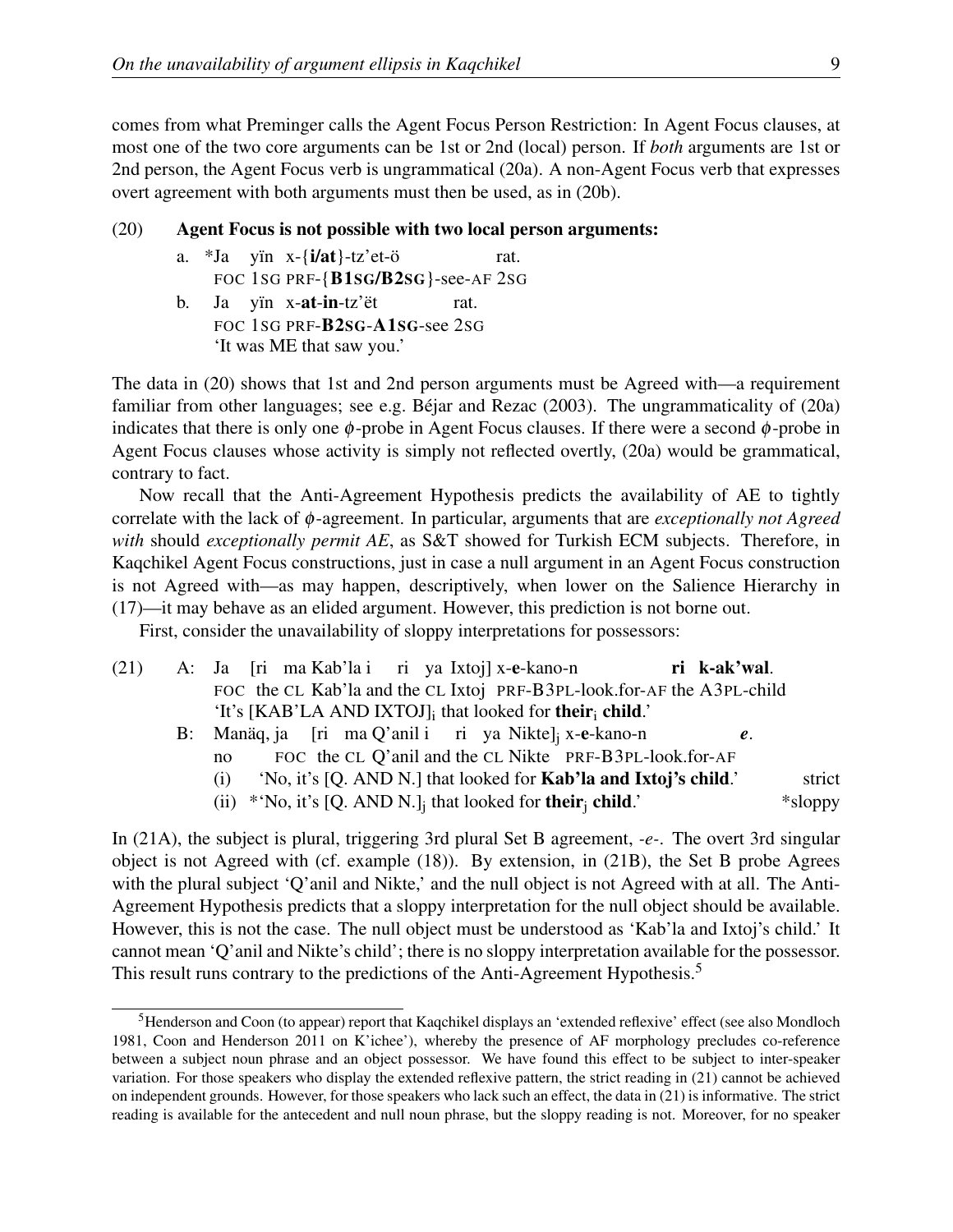comes from what Preminger calls the Agent Focus Person Restriction: In Agent Focus clauses, at most one of the two core arguments can be 1st or 2nd (local) person. If *both* arguments are 1st or 2nd person, the Agent Focus verb is ungrammatical (20a). A non-Agent Focus verb that expresses overt agreement with both arguments must then be used, as in (20b).

(20) **Agent Focus is not possible with two local person arguments:**

a. *Ja yïn x-{**i/at**}-tz'et-ö rat.
   FOC 1SG PRF-{**B1SG/B2SG**}-see-AF 2SG

b. Ja yïn x-**at**-**in**-tz'ët rat.
   FOC 1SG PRF-**B2SG**-**A1SG**-see 2SG
   'It was ME that saw you.'

The data in (20) shows that 1st and 2nd person arguments must be Agreed with—a requirement familiar from other languages; see e.g. Béjar and Rezac (2003). The ungrammaticality of (20a) indicates that there is only one $\phi$-probe in Agent Focus clauses. If there were a second $\phi$-probe in Agent Focus clauses whose activity is simply not reflected overtly, (20a) would be grammatical, contrary to fact.

Now recall that the Anti-Agreement Hypothesis predicts the availability of AE to tightly correlate with the lack of $\phi$-agreement. In particular, arguments that are *exceptionally not Agreed with* should *exceptionally permit AE*, as S&T showed for Turkish ECM subjects. Therefore, in Kaqchikel Agent Focus constructions, just in case a null argument in an Agent Focus construction is not Agreed with—as may happen, descriptively, when lower on the Salience Hierarchy in (17)—it may behave as an elided argument. However, this prediction is not borne out.

First, consider the unavailability of sloppy interpretations for possessors:

(21) A: Ja [ri ma Kab'la i ri ya Ixtoj] x-**e**-kano-n **ri k-ak'wal**.
   FOC the CL Kab'la and the CL Ixtoj PRF-B3PL-look.for-AF the A3PL-child
   'It's [KAB'LA AND IXTOJ]$_i$ that looked for **their**$_i$ **child**.'

B: Manäq, ja [ri ma Q'anil i ri ya Nikte]$_j$ x-**e**-kano-n ***e***.
   no FOC the CL Q'anil and the CL Nikte PRF-B3PL-look.for-AF
   (i) 'No, it's [Q. AND N.] that looked for **Kab'la and Ixtoj's child**.' strict
   (ii) *'No, it's [Q. AND N.]$_j$ that looked for **their**$_j$ **child**.' *sloppy

In (21A), the subject is plural, triggering 3rd plural Set B agreement, *-e-*. The overt 3rd singular object is not Agreed with (cf. example (18)). By extension, in (21B), the Set B probe Agrees with the plural subject 'Q'anil and Nikte,' and the null object is not Agreed with at all. The Anti-Agreement Hypothesis predicts that a sloppy interpretation for the null object should be available. However, this is not the case. The null object must be understood as 'Kab'la and Ixtoj's child.' It cannot mean 'Q'anil and Nikte's child'; there is no sloppy interpretation available for the possessor. This result runs contrary to the predictions of the Anti-Agreement Hypothesis.[5]

[5] Henderson and Coon (to appear) report that Kaqchikel displays an 'extended reflexive' effect (see also Mondloch 1981, Coon and Henderson 2011 on K'ichee'), whereby the presence of AF morphology precludes co-reference between a subject noun phrase and an object possessor. We have found this effect to be subject to inter-speaker variation. For those speakers who display the extended reflexive pattern, the strict reading in (21) cannot be achieved on independent grounds. However, for those speakers who lack such an effect, the data in (21) is informative. The strict reading is available for the antecedent and null noun phrase, but the sloppy reading is not. Moreover, for no speaker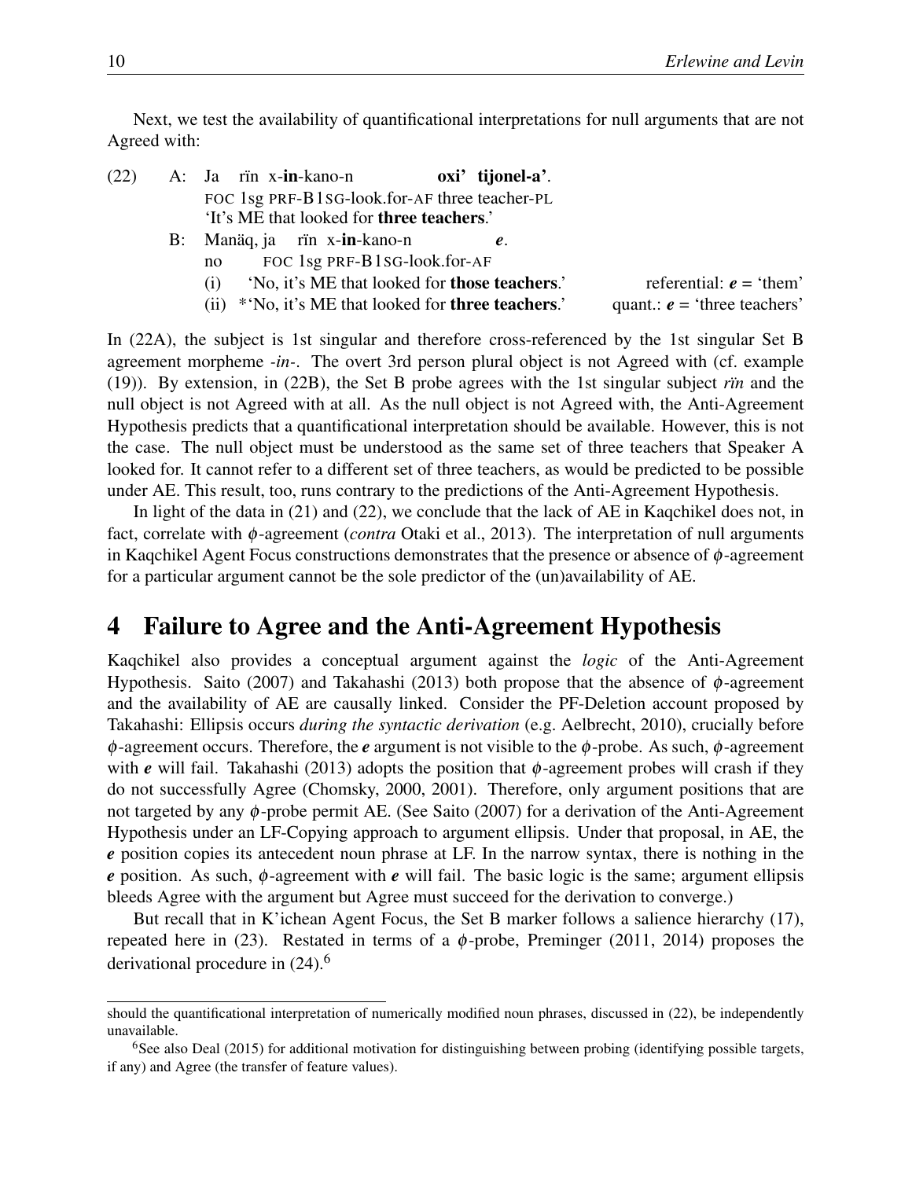Next, we test the availability of quantificational interpretations for null arguments that are not Agreed with:

(22) A: Ja rïn x-**in**-kano-n **oxi' tijonel-a'**.
FOC 1sg PRF-B1SG-look.for-AF three teacher-PL
'It's ME that looked for **three teachers**.'

B: Manäq, ja rïn x-**in**-kano-n ***e***.
no FOC 1sg PRF-B1SG-look.for-AF
(i) 'No, it's ME that looked for **those teachers**.' referential: ***e*** = 'them'
(ii) *'No, it's ME that looked for **three teachers**.' quant.: ***e*** = 'three teachers'

In (22A), the subject is 1st singular and therefore cross-referenced by the 1st singular Set B agreement morpheme *-in-*. The overt 3rd person plural object is not Agreed with (cf. example (19)). By extension, in (22B), the Set B probe agrees with the 1st singular subject *rïn* and the null object is not Agreed with at all. As the null object is not Agreed with, the Anti-Agreement Hypothesis predicts that a quantificational interpretation should be available. However, this is not the case. The null object must be understood as the same set of three teachers that Speaker A looked for. It cannot refer to a different set of three teachers, as would be predicted to be possible under AE. This result, too, runs contrary to the predictions of the Anti-Agreement Hypothesis.

In light of the data in (21) and (22), we conclude that the lack of AE in Kaqchikel does not, in fact, correlate with $\phi$-agreement (*contra* Otaki et al., 2013). The interpretation of null arguments in Kaqchikel Agent Focus constructions demonstrates that the presence or absence of $\phi$-agreement for a particular argument cannot be the sole predictor of the (un)availability of AE.

# 4 Failure to Agree and the Anti-Agreement Hypothesis

Kaqchikel also provides a conceptual argument against the *logic* of the Anti-Agreement Hypothesis. Saito (2007) and Takahashi (2013) both propose that the absence of $\phi$-agreement and the availability of AE are causally linked. Consider the PF-Deletion account proposed by Takahashi: Ellipsis occurs *during the syntactic derivation* (e.g. Aelbrecht, 2010), crucially before $\phi$-agreement occurs. Therefore, the ***e*** argument is not visible to the $\phi$-probe. As such, $\phi$-agreement with ***e*** will fail. Takahashi (2013) adopts the position that $\phi$-agreement probes will crash if they do not successfully Agree (Chomsky, 2000, 2001). Therefore, only argument positions that are not targeted by any $\phi$-probe permit AE. (See Saito (2007) for a derivation of the Anti-Agreement Hypothesis under an LF-Copying approach to argument ellipsis. Under that proposal, in AE, the ***e*** position copies its antecedent noun phrase at LF. In the narrow syntax, there is nothing in the ***e*** position. As such, $\phi$-agreement with ***e*** will fail. The basic logic is the same; argument ellipsis bleeds Agree with the argument but Agree must succeed for the derivation to converge.)

But recall that in K'ichean Agent Focus, the Set B marker follows a salience hierarchy (17), repeated here in (23). Restated in terms of a $\phi$-probe, Preminger (2011, 2014) proposes the derivational procedure in (24).[6]

---

should the quantificational interpretation of numerically modified noun phrases, discussed in (22), be independently unavailable.

[6]See also Deal (2015) for additional motivation for distinguishing between probing (identifying possible targets, if any) and Agree (the transfer of feature values).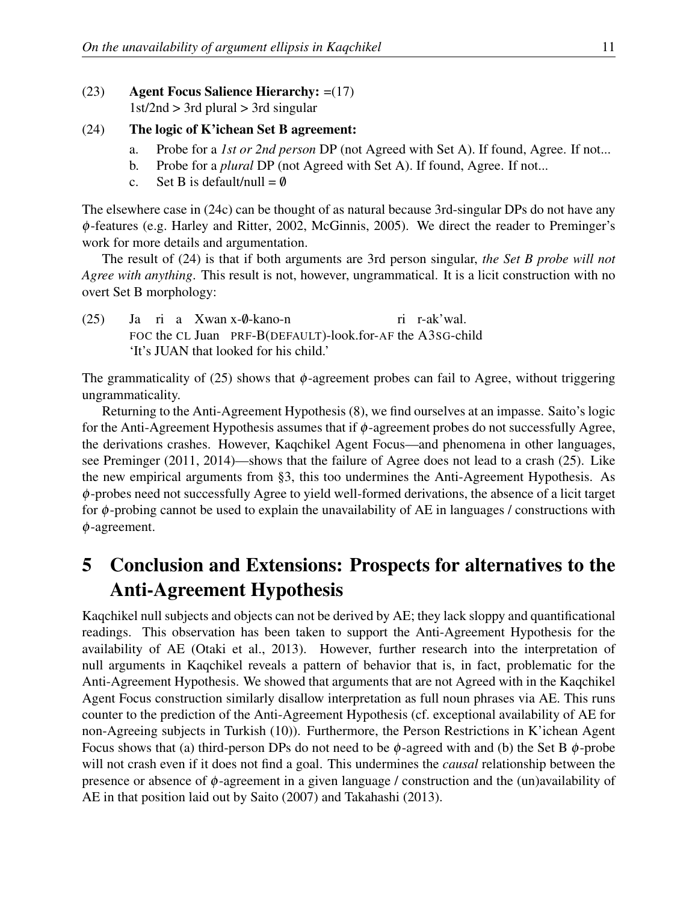(23) **Agent Focus Salience Hierarchy:** =(17)
1st/2nd > 3rd plural > 3rd singular

(24) **The logic of K'ichean Set B agreement:**

a. Probe for a *1st or 2nd person* DP (not Agreed with Set A). If found, Agree. If not...
b. Probe for a *plural* DP (not Agreed with Set A). If found, Agree. If not...
c. Set B is default/null = ∅

The elsewhere case in (24c) can be thought of as natural because 3rd-singular DPs do not have any $\phi$-features (e.g. Harley and Ritter, 2002, McGinnis, 2005). We direct the reader to Preminger's work for more details and argumentation.

The result of (24) is that if both arguments are 3rd person singular, *the Set B probe will not Agree with anything*. This result is not, however, ungrammatical. It is a licit construction with no overt Set B morphology:

(25) Ja ri a Xwan x-∅-kano-n ri r-ak'wal.
FOC the CL Juan PRF-B(DEFAULT)-look.for-AF the A3SG-child
'It's JUAN that looked for his child.'

The grammaticality of (25) shows that $\phi$-agreement probes can fail to Agree, without triggering ungrammaticality.

Returning to the Anti-Agreement Hypothesis (8), we find ourselves at an impasse. Saito's logic for the Anti-Agreement Hypothesis assumes that if $\phi$-agreement probes do not successfully Agree, the derivations crashes. However, Kaqchikel Agent Focus—and phenomena in other languages, see Preminger (2011, 2014)—shows that the failure of Agree does not lead to a crash (25). Like the new empirical arguments from §3, this too undermines the Anti-Agreement Hypothesis. As $\phi$-probes need not successfully Agree to yield well-formed derivations, the absence of a licit target for $\phi$-probing cannot be used to explain the unavailability of AE in languages / constructions with $\phi$-agreement.

# 5 Conclusion and Extensions: Prospects for alternatives to the Anti-Agreement Hypothesis

Kaqchikel null subjects and objects can not be derived by AE; they lack sloppy and quantificational readings. This observation has been taken to support the Anti-Agreement Hypothesis for the availability of AE (Otaki et al., 2013). However, further research into the interpretation of null arguments in Kaqchikel reveals a pattern of behavior that is, in fact, problematic for the Anti-Agreement Hypothesis. We showed that arguments that are not Agreed with in the Kaqchikel Agent Focus construction similarly disallow interpretation as full noun phrases via AE. This runs counter to the prediction of the Anti-Agreement Hypothesis (cf. exceptional availability of AE for non-Agreeing subjects in Turkish (10)). Furthermore, the Person Restrictions in K'ichean Agent Focus shows that (a) third-person DPs do not need to be $\phi$-agreed with and (b) the Set B $\phi$-probe will not crash even if it does not find a goal. This undermines the *causal* relationship between the presence or absence of $\phi$-agreement in a given language / construction and the (un)availability of AE in that position laid out by Saito (2007) and Takahashi (2013).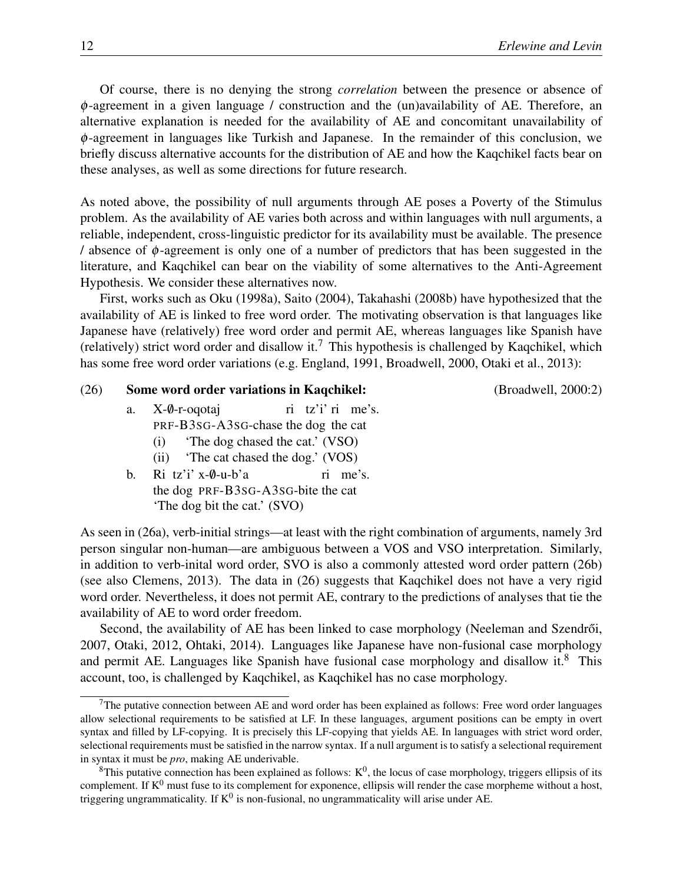Of course, there is no denying the strong *correlation* between the presence or absence of $\phi$-agreement in a given language / construction and the (un)availability of AE. Therefore, an alternative explanation is needed for the availability of AE and concomitant unavailability of $\phi$-agreement in languages like Turkish and Japanese. In the remainder of this conclusion, we briefly discuss alternative accounts for the distribution of AE and how the Kaqchikel facts bear on these analyses, as well as some directions for future research.

As noted above, the possibility of null arguments through AE poses a Poverty of the Stimulus problem. As the availability of AE varies both across and within languages with null arguments, a reliable, independent, cross-linguistic predictor for its availability must be available. The presence / absence of $\phi$-agreement is only one of a number of predictors that has been suggested in the literature, and Kaqchikel can bear on the viability of some alternatives to the Anti-Agreement Hypothesis. We consider these alternatives now.

First, works such as Oku (1998a), Saito (2004), Takahashi (2008b) have hypothesized that the availability of AE is linked to free word order. The motivating observation is that languages like Japanese have (relatively) free word order and permit AE, whereas languages like Spanish have (relatively) strict word order and disallow it.[7] This hypothesis is challenged by Kaqchikel, which has some free word order variations (e.g. England, 1991, Broadwell, 2000, Otaki et al., 2013):

(26) **Some word order variations in Kaqchikel:** (Broadwell, 2000:2)

a. X-∅-r-oqotaj ri tz'i' ri me's.
 PRF-B3SG-A3SG-chase the dog the cat
 (i) 'The dog chased the cat.' (VSO)
 (ii) 'The cat chased the dog.' (VOS)

b. Ri tz'i' x-∅-u-b'a ri me's.
 the dog PRF-B3SG-A3SG-bite the cat
 'The dog bit the cat.' (SVO)

As seen in (26a), verb-initial strings—at least with the right combination of arguments, namely 3rd person singular non-human—are ambiguous between a VOS and VSO interpretation. Similarly, in addition to verb-inital word order, SVO is also a commonly attested word order pattern (26b) (see also Clemens, 2013). The data in (26) suggests that Kaqchikel does not have a very rigid word order. Nevertheless, it does not permit AE, contrary to the predictions of analyses that tie the availability of AE to word order freedom.

Second, the availability of AE has been linked to case morphology (Neeleman and Szendrői, 2007, Otaki, 2012, Ohtaki, 2014). Languages like Japanese have non-fusional case morphology and permit AE. Languages like Spanish have fusional case morphology and disallow it.[8] This account, too, is challenged by Kaqchikel, as Kaqchikel has no case morphology.

---

[7] The putative connection between AE and word order has been explained as follows: Free word order languages allow selectional requirements to be satisfied at LF. In these languages, argument positions can be empty in overt syntax and filled by LF-copying. It is precisely this LF-copying that yields AE. In languages with strict word order, selectional requirements must be satisfied in the narrow syntax. If a null argument is to satisfy a selectional requirement in syntax it must be *pro*, making AE underivable.

[8] This putative connection has been explained as follows: $K^0$, the locus of case morphology, triggers ellipsis of its complement. If $K^0$ must fuse to its complement for exponence, ellipsis will render the case morpheme without a host, triggering ungrammaticality. If $K^0$ is non-fusional, no ungrammaticality will arise under AE.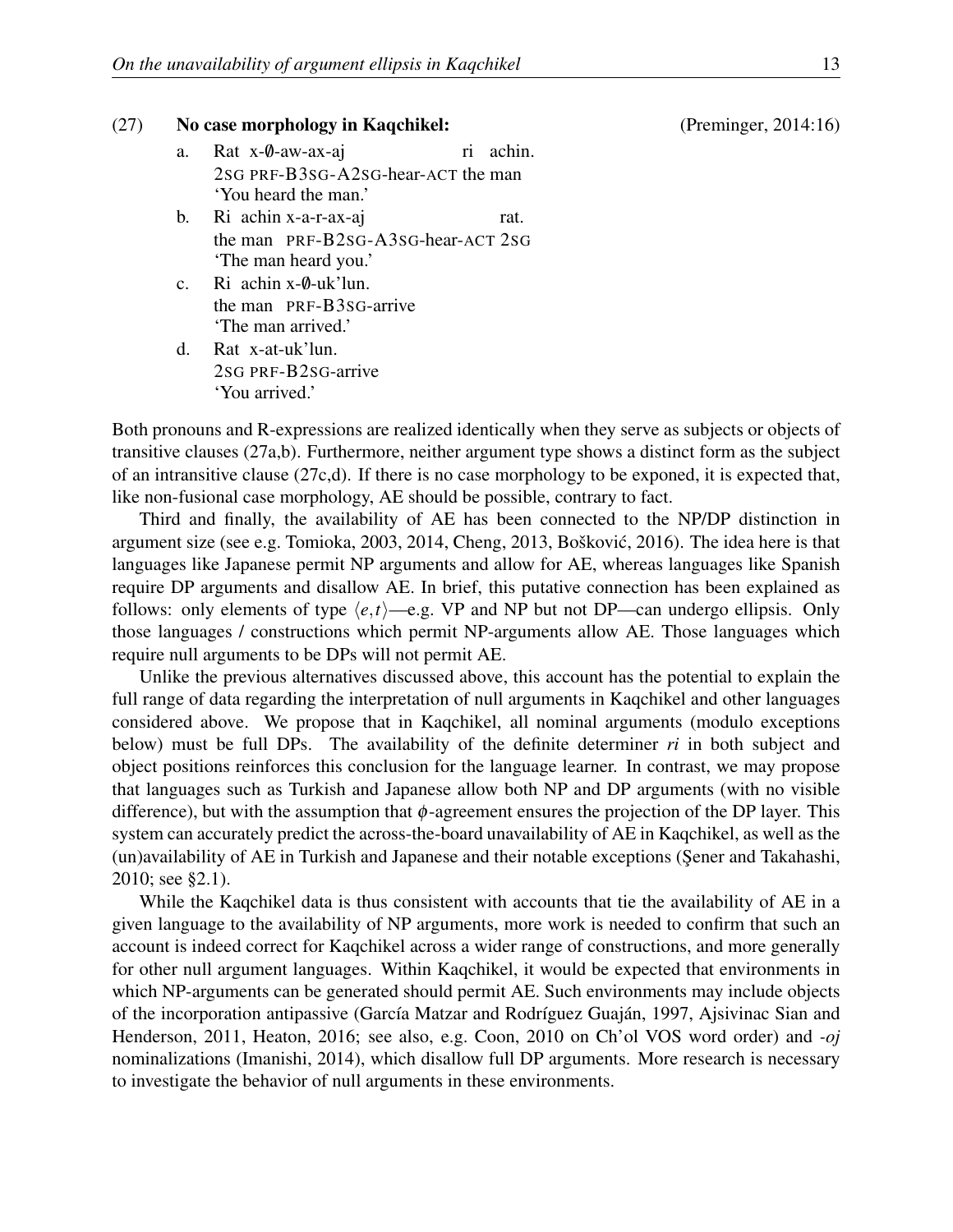(27) **No case morphology in Kaqchikel:** (Preminger, 2014:16)

a. Rat x-∅-aw-ax-aj ri achin.
   2SG PRF-B3SG-A2SG-hear-ACT the man
   'You heard the man.'

b. Ri achin x-a-r-ax-aj rat.
   the man PRF-B2SG-A3SG-hear-ACT 2SG
   'The man heard you.'

c. Ri achin x-∅-uk'lun.
   the man PRF-B3SG-arrive
   'The man arrived.'

d. Rat x-at-uk'lun.
   2SG PRF-B2SG-arrive
   'You arrived.'

Both pronouns and R-expressions are realized identically when they serve as subjects or objects of transitive clauses (27a,b). Furthermore, neither argument type shows a distinct form as the subject of an intransitive clause (27c,d). If there is no case morphology to be exponed, it is expected that, like non-fusional case morphology, AE should be possible, contrary to fact.

Third and finally, the availability of AE has been connected to the NP/DP distinction in argument size (see e.g. Tomioka, 2003, 2014, Cheng, 2013, Bošković, 2016). The idea here is that languages like Japanese permit NP arguments and allow for AE, whereas languages like Spanish require DP arguments and disallow AE. In brief, this putative connection has been explained as follows: only elements of type $\langle e,t \rangle$—e.g. VP and NP but not DP—can undergo ellipsis. Only those languages / constructions which permit NP-arguments allow AE. Those languages which require null arguments to be DPs will not permit AE.

Unlike the previous alternatives discussed above, this account has the potential to explain the full range of data regarding the interpretation of null arguments in Kaqchikel and other languages considered above. We propose that in Kaqchikel, all nominal arguments (modulo exceptions below) must be full DPs. The availability of the definite determiner *ri* in both subject and object positions reinforces this conclusion for the language learner. In contrast, we may propose that languages such as Turkish and Japanese allow both NP and DP arguments (with no visible difference), but with the assumption that $\phi$-agreement ensures the projection of the DP layer. This system can accurately predict the across-the-board unavailability of AE in Kaqchikel, as well as the (un)availability of AE in Turkish and Japanese and their notable exceptions (Şener and Takahashi, 2010; see §2.1).

While the Kaqchikel data is thus consistent with accounts that tie the availability of AE in a given language to the availability of NP arguments, more work is needed to confirm that such an account is indeed correct for Kaqchikel across a wider range of constructions, and more generally for other null argument languages. Within Kaqchikel, it would be expected that environments in which NP-arguments can be generated should permit AE. Such environments may include objects of the incorporation antipassive (García Matzar and Rodríguez Guaján, 1997, Ajsivinac Sian and Henderson, 2011, Heaton, 2016; see also, e.g. Coon, 2010 on Ch'ol VOS word order) and *-oj* nominalizations (Imanishi, 2014), which disallow full DP arguments. More research is necessary to investigate the behavior of null arguments in these environments.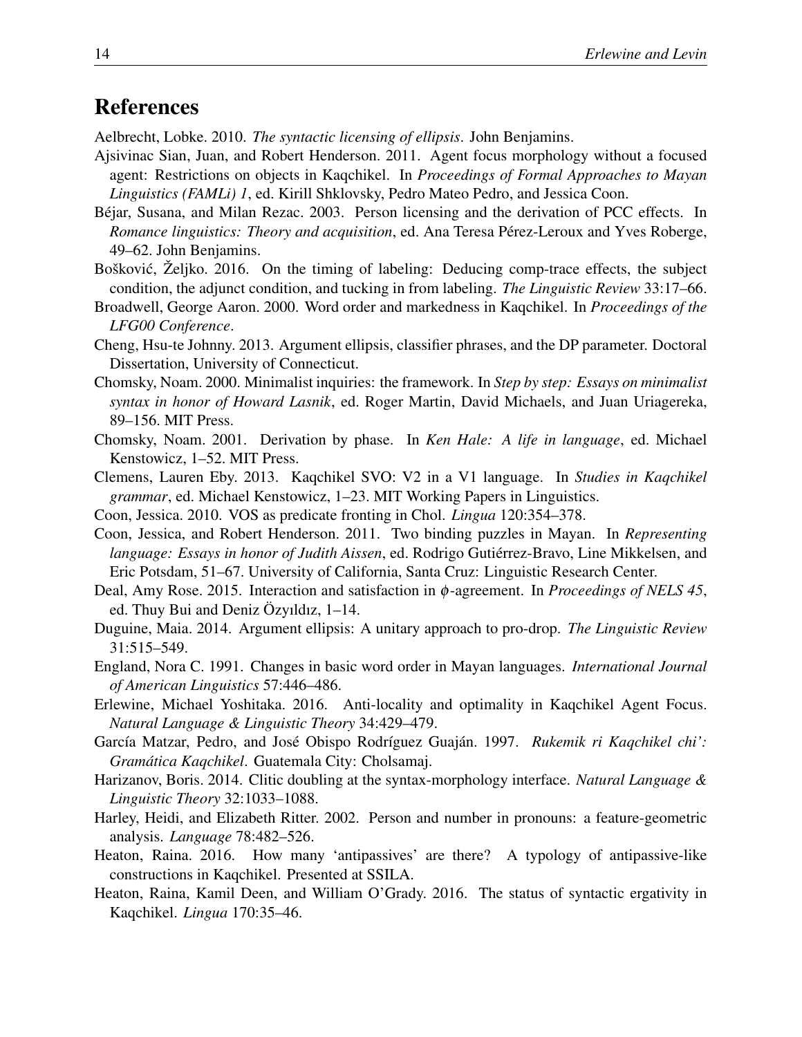## References

Aelbrecht, Lobke. 2010. *The syntactic licensing of ellipsis*. John Benjamins.

Ajsivinac Sian, Juan, and Robert Henderson. 2011. Agent focus morphology without a focused agent: Restrictions on objects in Kaqchikel. In *Proceedings of Formal Approaches to Mayan Linguistics (FAMLi) 1*, ed. Kirill Shklovsky, Pedro Mateo Pedro, and Jessica Coon.

Béjar, Susana, and Milan Rezac. 2003. Person licensing and the derivation of PCC effects. In *Romance linguistics: Theory and acquisition*, ed. Ana Teresa Pérez-Leroux and Yves Roberge, 49–62. John Benjamins.

Bošković, Željko. 2016. On the timing of labeling: Deducing comp-trace effects, the subject condition, the adjunct condition, and tucking in from labeling. *The Linguistic Review* 33:17–66.

Broadwell, George Aaron. 2000. Word order and markedness in Kaqchikel. In *Proceedings of the LFG00 Conference*.

Cheng, Hsu-te Johnny. 2013. Argument ellipsis, classifier phrases, and the DP parameter. Doctoral Dissertation, University of Connecticut.

Chomsky, Noam. 2000. Minimalist inquiries: the framework. In *Step by step: Essays on minimalist syntax in honor of Howard Lasnik*, ed. Roger Martin, David Michaels, and Juan Uriagereka, 89–156. MIT Press.

Chomsky, Noam. 2001. Derivation by phase. In *Ken Hale: A life in language*, ed. Michael Kenstowicz, 1–52. MIT Press.

Clemens, Lauren Eby. 2013. Kaqchikel SVO: V2 in a V1 language. In *Studies in Kaqchikel grammar*, ed. Michael Kenstowicz, 1–23. MIT Working Papers in Linguistics.

Coon, Jessica. 2010. VOS as predicate fronting in Chol. *Lingua* 120:354–378.

Coon, Jessica, and Robert Henderson. 2011. Two binding puzzles in Mayan. In *Representing language: Essays in honor of Judith Aissen*, ed. Rodrigo Gutiérrez-Bravo, Line Mikkelsen, and Eric Potsdam, 51–67. University of California, Santa Cruz: Linguistic Research Center.

Deal, Amy Rose. 2015. Interaction and satisfaction in $\phi$-agreement. In *Proceedings of NELS 45*, ed. Thuy Bui and Deniz Özyıldız, 1–14.

Duguine, Maia. 2014. Argument ellipsis: A unitary approach to pro-drop. *The Linguistic Review* 31:515–549.

England, Nora C. 1991. Changes in basic word order in Mayan languages. *International Journal of American Linguistics* 57:446–486.

Erlewine, Michael Yoshitaka. 2016. Anti-locality and optimality in Kaqchikel Agent Focus. *Natural Language & Linguistic Theory* 34:429–479.

García Matzar, Pedro, and José Obispo Rodríguez Guaján. 1997. *Rukemik ri Kaqchikel chi': Gramática Kaqchikel*. Guatemala City: Cholsamaj.

Harizanov, Boris. 2014. Clitic doubling at the syntax-morphology interface. *Natural Language & Linguistic Theory* 32:1033–1088.

Harley, Heidi, and Elizabeth Ritter. 2002. Person and number in pronouns: a feature-geometric analysis. *Language* 78:482–526.

Heaton, Raina. 2016. How many 'antipassives' are there? A typology of antipassive-like constructions in Kaqchikel. Presented at SSILA.

Heaton, Raina, Kamil Deen, and William O'Grady. 2016. The status of syntactic ergativity in Kaqchikel. *Lingua* 170:35–46.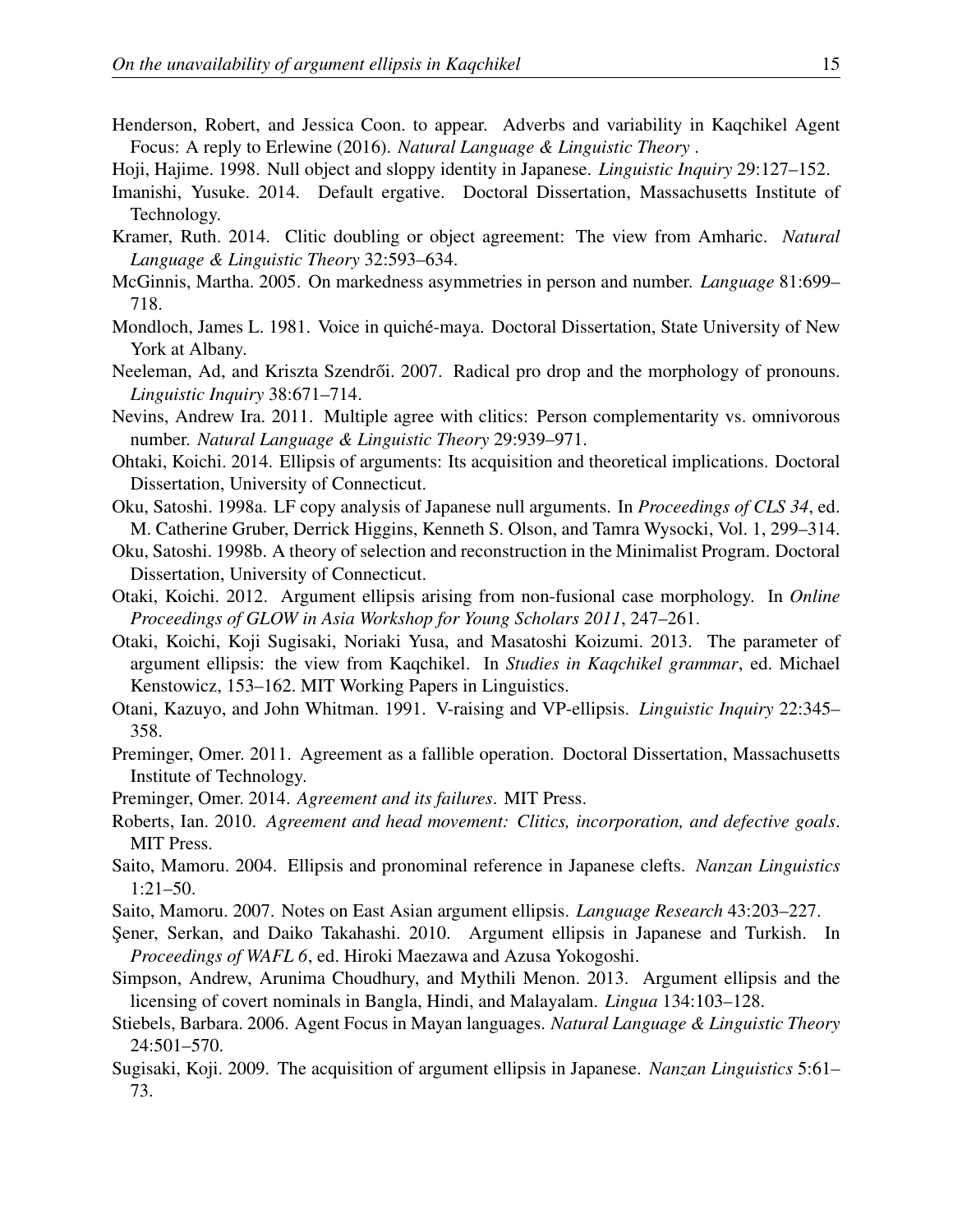Henderson, Robert, and Jessica Coon. to appear. Adverbs and variability in Kaqchikel Agent Focus: A reply to Erlewine (2016). *Natural Language & Linguistic Theory* .

Hoji, Hajime. 1998. Null object and sloppy identity in Japanese. *Linguistic Inquiry* 29:127–152.

Imanishi, Yusuke. 2014. Default ergative. Doctoral Dissertation, Massachusetts Institute of Technology.

Kramer, Ruth. 2014. Clitic doubling or object agreement: The view from Amharic. *Natural Language & Linguistic Theory* 32:593–634.

McGinnis, Martha. 2005. On markedness asymmetries in person and number. *Language* 81:699–718.

Mondloch, James L. 1981. Voice in quiché-maya. Doctoral Dissertation, State University of New York at Albany.

Neeleman, Ad, and Kriszta Szendrői. 2007. Radical pro drop and the morphology of pronouns. *Linguistic Inquiry* 38:671–714.

Nevins, Andrew Ira. 2011. Multiple agree with clitics: Person complementarity vs. omnivorous number. *Natural Language & Linguistic Theory* 29:939–971.

Ohtaki, Koichi. 2014. Ellipsis of arguments: Its acquisition and theoretical implications. Doctoral Dissertation, University of Connecticut.

Oku, Satoshi. 1998a. LF copy analysis of Japanese null arguments. In *Proceedings of CLS 34*, ed. M. Catherine Gruber, Derrick Higgins, Kenneth S. Olson, and Tamra Wysocki, Vol. 1, 299–314.

Oku, Satoshi. 1998b. A theory of selection and reconstruction in the Minimalist Program. Doctoral Dissertation, University of Connecticut.

Otaki, Koichi. 2012. Argument ellipsis arising from non-fusional case morphology. In *Online Proceedings of GLOW in Asia Workshop for Young Scholars 2011*, 247–261.

Otaki, Koichi, Koji Sugisaki, Noriaki Yusa, and Masatoshi Koizumi. 2013. The parameter of argument ellipsis: the view from Kaqchikel. In *Studies in Kaqchikel grammar*, ed. Michael Kenstowicz, 153–162. MIT Working Papers in Linguistics.

Otani, Kazuyo, and John Whitman. 1991. V-raising and VP-ellipsis. *Linguistic Inquiry* 22:345–358.

Preminger, Omer. 2011. Agreement as a fallible operation. Doctoral Dissertation, Massachusetts Institute of Technology.

Preminger, Omer. 2014. *Agreement and its failures*. MIT Press.

Roberts, Ian. 2010. *Agreement and head movement: Clitics, incorporation, and defective goals*. MIT Press.

Saito, Mamoru. 2004. Ellipsis and pronominal reference in Japanese clefts. *Nanzan Linguistics* 1:21–50.

Saito, Mamoru. 2007. Notes on East Asian argument ellipsis. *Language Research* 43:203–227.

Şener, Serkan, and Daiko Takahashi. 2010. Argument ellipsis in Japanese and Turkish. In *Proceedings of WAFL 6*, ed. Hiroki Maezawa and Azusa Yokogoshi.

Simpson, Andrew, Arunima Choudhury, and Mythili Menon. 2013. Argument ellipsis and the licensing of covert nominals in Bangla, Hindi, and Malayalam. *Lingua* 134:103–128.

Stiebels, Barbara. 2006. Agent Focus in Mayan languages. *Natural Language & Linguistic Theory* 24:501–570.

Sugisaki, Koji. 2009. The acquisition of argument ellipsis in Japanese. *Nanzan Linguistics* 5:61–73.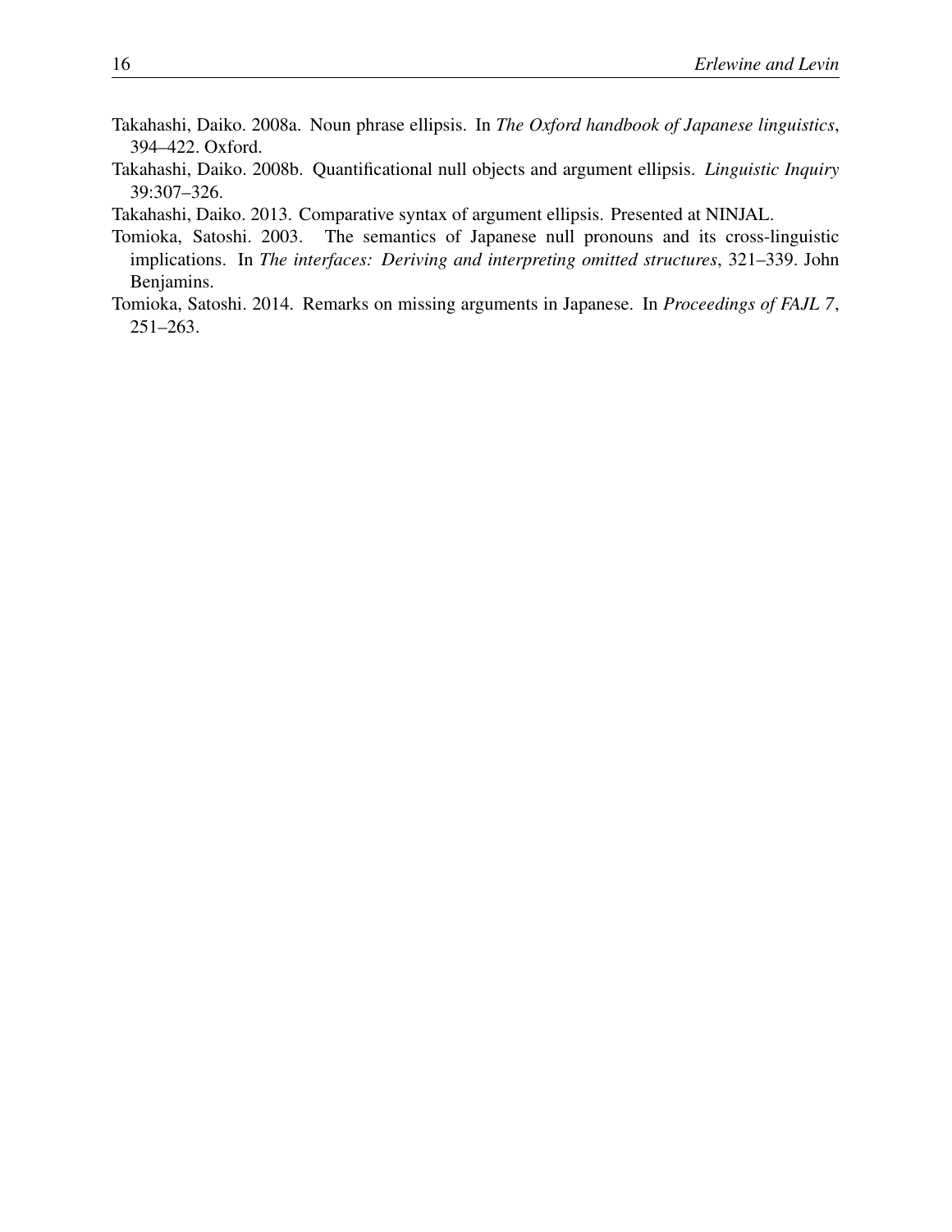Takahashi, Daiko. 2008a. Noun phrase ellipsis. In *The Oxford handbook of Japanese linguistics*, 394–422. Oxford.

Takahashi, Daiko. 2008b. Quantificational null objects and argument ellipsis. *Linguistic Inquiry* 39:307–326.

Takahashi, Daiko. 2013. Comparative syntax of argument ellipsis. Presented at NINJAL.

Tomioka, Satoshi. 2003. The semantics of Japanese null pronouns and its cross-linguistic implications. In *The interfaces: Deriving and interpreting omitted structures*, 321–339. John Benjamins.

Tomioka, Satoshi. 2014. Remarks on missing arguments in Japanese. In *Proceedings of FAJL 7*, 251–263.